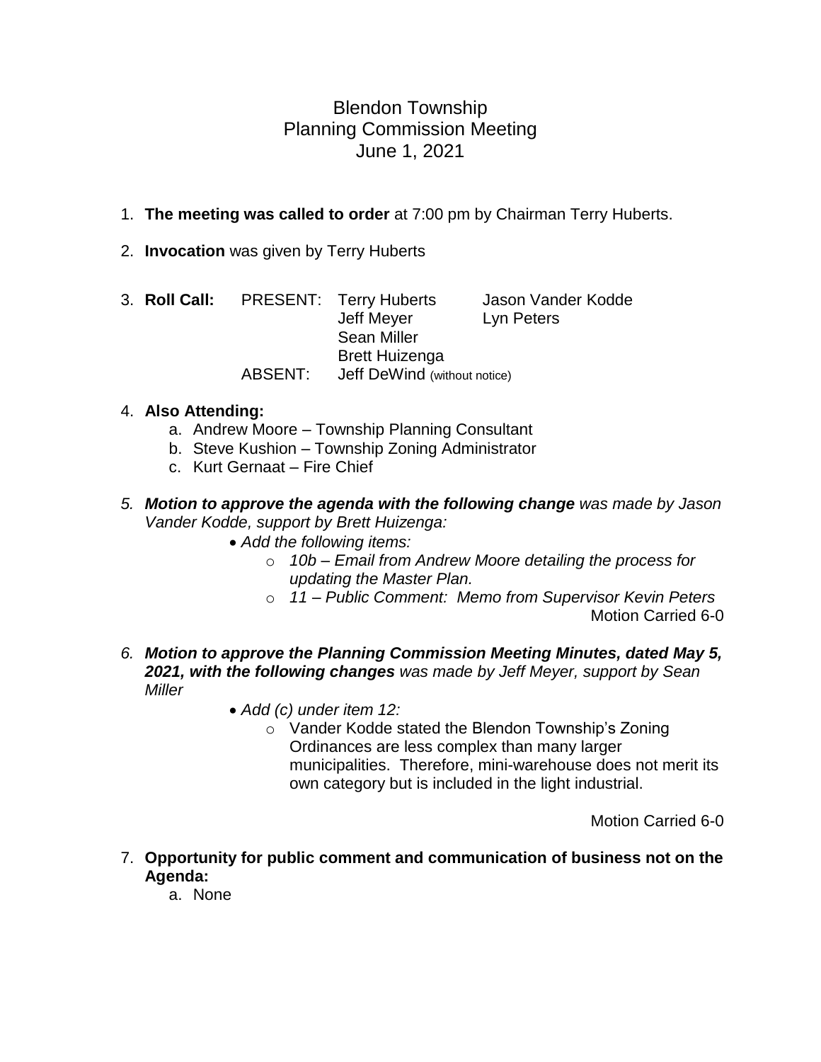# Blendon Township
## Planning Commission Meeting
### June 1, 2021

1. **The meeting was called to order** at 7:00 pm by Chairman Terry Huberts.

2. **Invocation** was given by Terry Huberts

3. **Roll Call:**

| | | |
|---|---|---|
| PRESENT: | Terry Huberts | Jason Vander Kodde |
| | Jeff Meyer | Lyn Peters |
| | Sean Miller | |
| | Brett Huizenga | |
| ABSENT: | Jeff DeWind (without notice) | |

4. **Also Attending:**
   a. Andrew Moore – Township Planning Consultant
   b. Steve Kushion – Township Zoning Administrator
   c. Kurt Gernaat – Fire Chief

5. ***Motion to approve the agenda with the following change*** *was made by Jason Vander Kodde, support by Brett Huizenga:*
   - *Add the following items:*
     - *10b – Email from Andrew Moore detailing the process for updating the Master Plan.*
     - *11 – Public Comment: Memo from Supervisor Kevin Peters*

   Motion Carried 6-0

6. ***Motion to approve the Planning Commission Meeting Minutes, dated May 5, 2021, with the following changes*** *was made by Jeff Meyer, support by Sean Miller*
   - *Add (c) under item 12:*
     - Vander Kodde stated the Blendon Township's Zoning Ordinances are less complex than many larger municipalities. Therefore, mini-warehouse does not merit its own category but is included in the light industrial.

   Motion Carried 6-0

7. **Opportunity for public comment and communication of business not on the Agenda:**
   a. None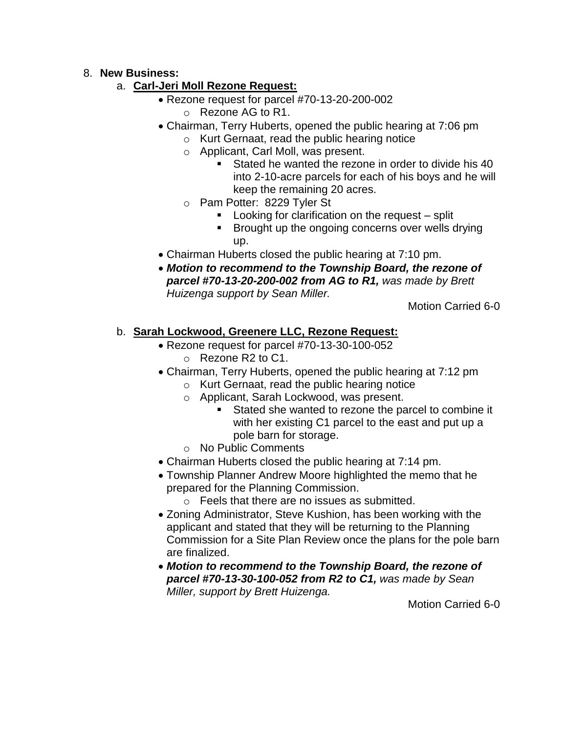8. **New Business:**
   a. **Carl-Jeri Moll Rezone Request:**
      - Rezone request for parcel #70-13-20-200-002
         - Rezone AG to R1.
      - Chairman, Terry Huberts, opened the public hearing at 7:06 pm
         - Kurt Gernaat, read the public hearing notice
         - Applicant, Carl Moll, was present.
            - Stated he wanted the rezone in order to divide his 40 into 2-10-acre parcels for each of his boys and he will keep the remaining 20 acres.
         - Pam Potter: 8229 Tyler St
            - Looking for clarification on the request – split
            - Brought up the ongoing concerns over wells drying up.
      - Chairman Huberts closed the public hearing at 7:10 pm.
      - ***Motion to recommend to the Township Board, the rezone of parcel #70-13-20-200-002 from AG to R1,*** *was made by Brett Huizenga support by Sean Miller.*

      Motion Carried 6-0

   b. **Sarah Lockwood, Greenere LLC, Rezone Request:**
      - Rezone request for parcel #70-13-30-100-052
         - Rezone R2 to C1.
      - Chairman, Terry Huberts, opened the public hearing at 7:12 pm
         - Kurt Gernaat, read the public hearing notice
         - Applicant, Sarah Lockwood, was present.
            - Stated she wanted to rezone the parcel to combine it with her existing C1 parcel to the east and put up a pole barn for storage.
         - No Public Comments
      - Chairman Huberts closed the public hearing at 7:14 pm.
      - Township Planner Andrew Moore highlighted the memo that he prepared for the Planning Commission.
         - Feels that there are no issues as submitted.
      - Zoning Administrator, Steve Kushion, has been working with the applicant and stated that they will be returning to the Planning Commission for a Site Plan Review once the plans for the pole barn are finalized.
      - ***Motion to recommend to the Township Board, the rezone of parcel #70-13-30-100-052 from R2 to C1,*** *was made by Sean Miller, support by Brett Huizenga.*

      Motion Carried 6-0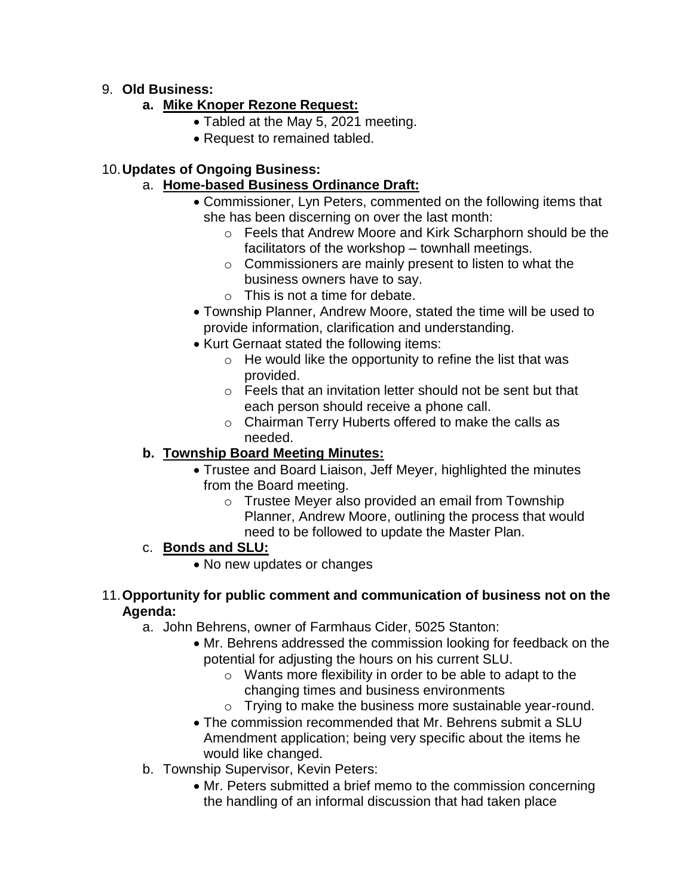9. **Old Business:**
   a. **Mike Knoper Rezone Request:**
      - Tabled at the May 5, 2021 meeting.
      - Request to remained tabled.

10. **Updates of Ongoing Business:**
    a. **Home-based Business Ordinance Draft:**
       - Commissioner, Lyn Peters, commented on the following items that she has been discerning on over the last month:
         - Feels that Andrew Moore and Kirk Scharphorn should be the facilitators of the workshop – townhall meetings.
         - Commissioners are mainly present to listen to what the business owners have to say.
         - This is not a time for debate.
       - Township Planner, Andrew Moore, stated the time will be used to provide information, clarification and understanding.
       - Kurt Gernaat stated the following items:
         - He would like the opportunity to refine the list that was provided.
         - Feels that an invitation letter should not be sent but that each person should receive a phone call.
         - Chairman Terry Huberts offered to make the calls as needed.

    b. **Township Board Meeting Minutes:**
       - Trustee and Board Liaison, Jeff Meyer, highlighted the minutes from the Board meeting.
         - Trustee Meyer also provided an email from Township Planner, Andrew Moore, outlining the process that would need to be followed to update the Master Plan.

    c. **Bonds and SLU:**
       - No new updates or changes

11. **Opportunity for public comment and communication of business not on the Agenda:**
    a. John Behrens, owner of Farmhaus Cider, 5025 Stanton:
       - Mr. Behrens addressed the commission looking for feedback on the potential for adjusting the hours on his current SLU.
         - Wants more flexibility in order to be able to adapt to the changing times and business environments
         - Trying to make the business more sustainable year-round.
       - The commission recommended that Mr. Behrens submit a SLU Amendment application; being very specific about the items he would like changed.

    b. Township Supervisor, Kevin Peters:
       - Mr. Peters submitted a brief memo to the commission concerning the handling of an informal discussion that had taken place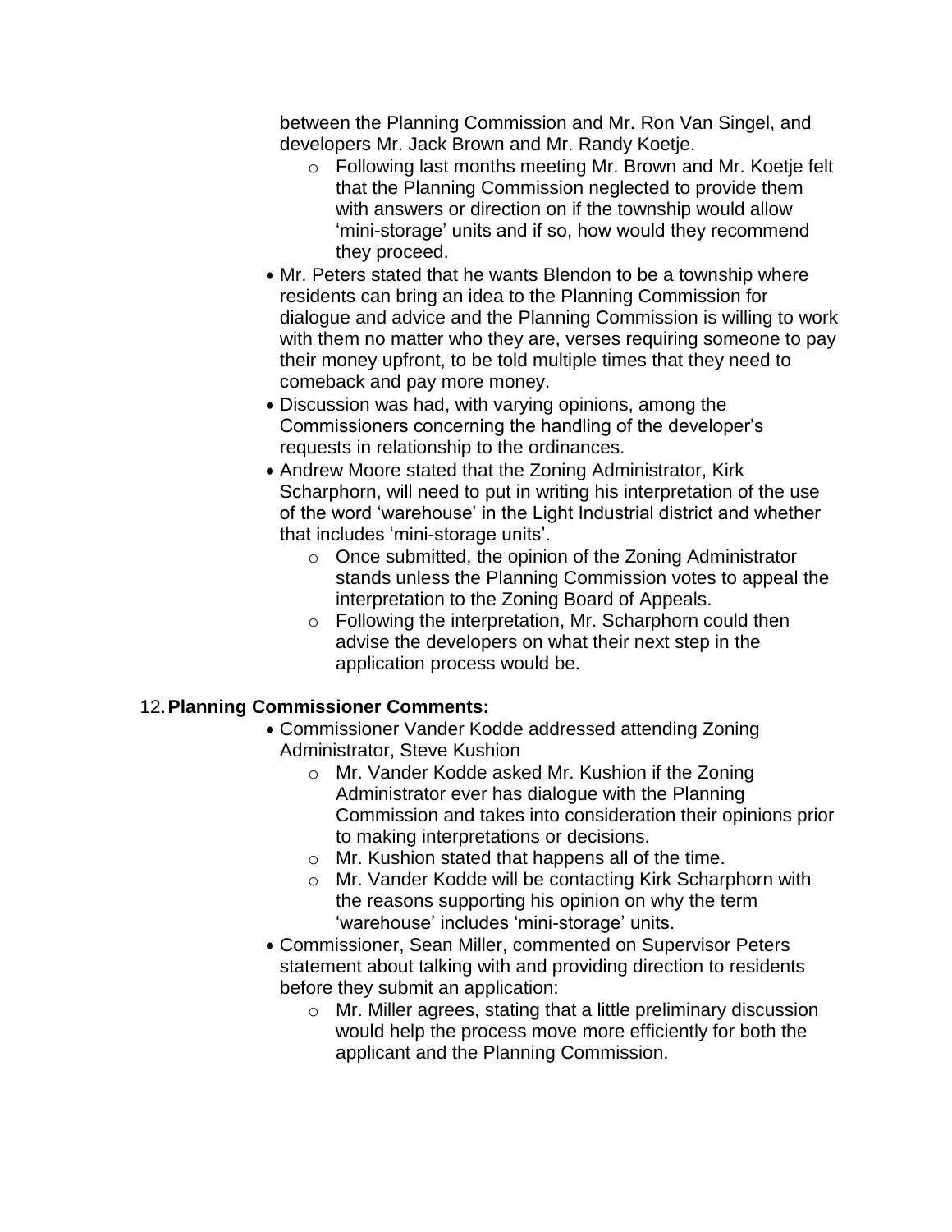between the Planning Commission and Mr. Ron Van Singel, and developers Mr. Jack Brown and Mr. Randy Koetje.

  - Following last months meeting Mr. Brown and Mr. Koetje felt that the Planning Commission neglected to provide them with answers or direction on if the township would allow 'mini-storage' units and if so, how would they recommend they proceed.

- Mr. Peters stated that he wants Blendon to be a township where residents can bring an idea to the Planning Commission for dialogue and advice and the Planning Commission is willing to work with them no matter who they are, verses requiring someone to pay their money upfront, to be told multiple times that they need to comeback and pay more money.
- Discussion was had, with varying opinions, among the Commissioners concerning the handling of the developer's requests in relationship to the ordinances.
- Andrew Moore stated that the Zoning Administrator, Kirk Scharphorn, will need to put in writing his interpretation of the use of the word 'warehouse' in the Light Industrial district and whether that includes 'mini-storage units'.
  - Once submitted, the opinion of the Zoning Administrator stands unless the Planning Commission votes to appeal the interpretation to the Zoning Board of Appeals.
  - Following the interpretation, Mr. Scharphorn could then advise the developers on what their next step in the application process would be.

12. **Planning Commissioner Comments:**

- Commissioner Vander Kodde addressed attending Zoning Administrator, Steve Kushion
  - Mr. Vander Kodde asked Mr. Kushion if the Zoning Administrator ever has dialogue with the Planning Commission and takes into consideration their opinions prior to making interpretations or decisions.
  - Mr. Kushion stated that happens all of the time.
  - Mr. Vander Kodde will be contacting Kirk Scharphorn with the reasons supporting his opinion on why the term 'warehouse' includes 'mini-storage' units.
- Commissioner, Sean Miller, commented on Supervisor Peters statement about talking with and providing direction to residents before they submit an application:
  - Mr. Miller agrees, stating that a little preliminary discussion would help the process move more efficiently for both the applicant and the Planning Commission.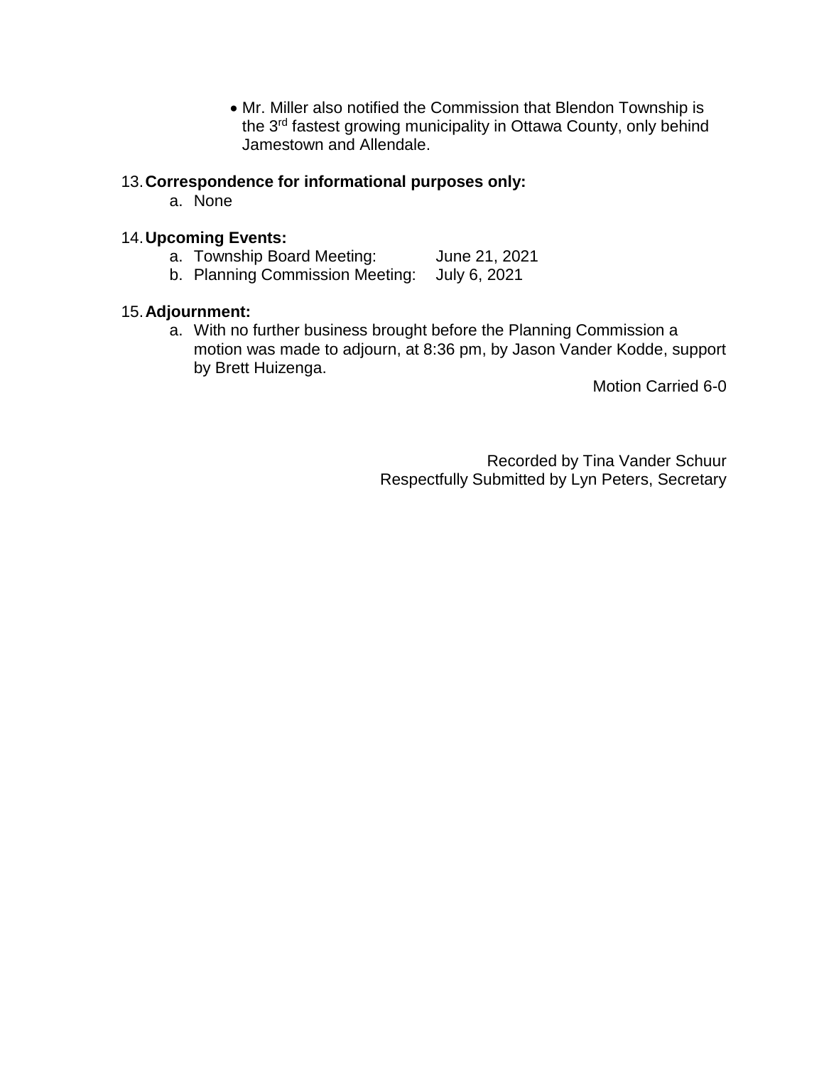- Mr. Miller also notified the Commission that Blendon Township is the 3rd fastest growing municipality in Ottawa County, only behind Jamestown and Allendale.

13. **Correspondence for informational purposes only:**
    a. None

14. **Upcoming Events:**
    a. Township Board Meeting: June 21, 2021
    b. Planning Commission Meeting: July 6, 2021

15. **Adjournment:**
    a. With no further business brought before the Planning Commission a motion was made to adjourn, at 8:36 pm, by Jason Vander Kodde, support by Brett Huizenga.

Motion Carried 6-0

Recorded by Tina Vander Schuur
Respectfully Submitted by Lyn Peters, Secretary